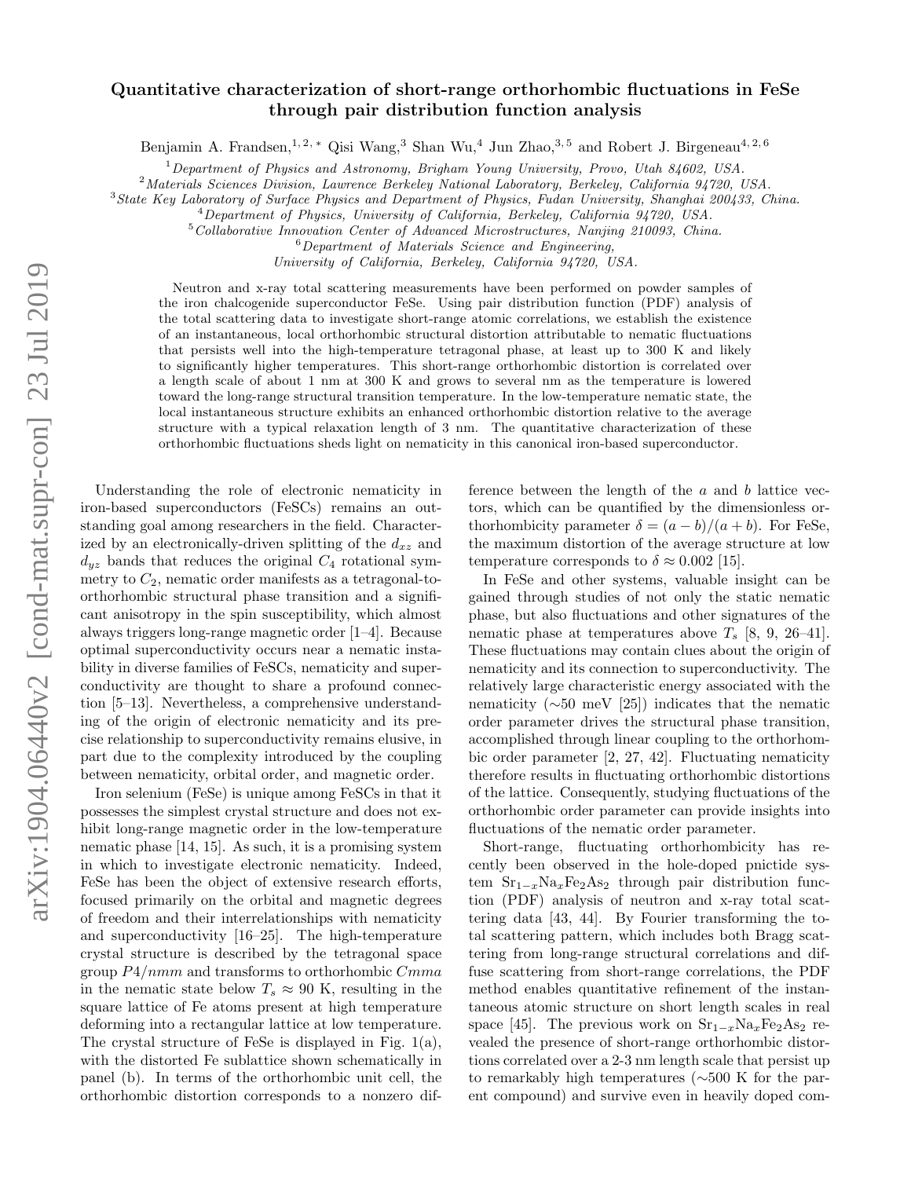# Quantitative characterization of short-range orthorhombic fluctuations in FeSe through pair distribution function analysis

Benjamin A. Frandsen,[1,2,*] Qisi Wang,[3] Shan Wu,[4] Jun Zhao,[3,5] and Robert J. Birgeneau[4,2,6]

[1]*Department of Physics and Astronomy, Brigham Young University, Provo, Utah 84602, USA.*
[2]*Materials Sciences Division, Lawrence Berkeley National Laboratory, Berkeley, California 94720, USA.*
[3]*State Key Laboratory of Surface Physics and Department of Physics, Fudan University, Shanghai 200433, China.*
[4]*Department of Physics, University of California, Berkeley, California 94720, USA.*
[5]*Collaborative Innovation Center of Advanced Microstructures, Nanjing 210093, China.*
[6]*Department of Materials Science and Engineering, University of California, Berkeley, California 94720, USA.*

Neutron and x-ray total scattering measurements have been performed on powder samples of the iron chalcogenide superconductor FeSe. Using pair distribution function (PDF) analysis of the total scattering data to investigate short-range atomic correlations, we establish the existence of an instantaneous, local orthorhombic structural distortion attributable to nematic fluctuations that persists well into the high-temperature tetragonal phase, at least up to 300 K and likely to significantly higher temperatures. This short-range orthorhombic distortion is correlated over a length scale of about 1 nm at 300 K and grows to several nm as the temperature is lowered toward the long-range structural transition temperature. In the low-temperature nematic state, the local instantaneous structure exhibits an enhanced orthorhombic distortion relative to the average structure with a typical relaxation length of 3 nm. The quantitative characterization of these orthorhombic fluctuations sheds light on nematicity in this canonical iron-based superconductor.

Understanding the role of electronic nematicity in iron-based superconductors (FeSCs) remains an outstanding goal among researchers in the field. Characterized by an electronically-driven splitting of the $d_{xz}$ and $d_{yz}$ bands that reduces the original $C_4$ rotational symmetry to $C_2$, nematic order manifests as a tetragonal-to-orthorhombic structural phase transition and a significant anisotropy in the spin susceptibility, which almost always triggers long-range magnetic order [1–4]. Because optimal superconductivity occurs near a nematic instability in diverse families of FeSCs, nematicity and superconductivity are thought to share a profound connection [5–13]. Nevertheless, a comprehensive understanding of the origin of electronic nematicity and its precise relationship to superconductivity remains elusive, in part due to the complexity introduced by the coupling between nematicity, orbital order, and magnetic order.

Iron selenium (FeSe) is unique among FeSCs in that it possesses the simplest crystal structure and does not exhibit long-range magnetic order in the low-temperature nematic phase [14, 15]. As such, it is a promising system in which to investigate electronic nematicity. Indeed, FeSe has been the object of extensive research efforts, focused primarily on the orbital and magnetic degrees of freedom and their interrelationships with nematicity and superconductivity [16–25]. The high-temperature crystal structure is described by the tetragonal space group $P4/nmm$ and transforms to orthorhombic $Cmma$ in the nematic state below $T_s \approx 90$ K, resulting in the square lattice of Fe atoms present at high temperature deforming into a rectangular lattice at low temperature. The crystal structure of FeSe is displayed in Fig. 1(a), with the distorted Fe sublattice shown schematically in panel (b). In terms of the orthorhombic unit cell, the orthorhombic distortion corresponds to a nonzero difference between the length of the $a$ and $b$ lattice vectors, which can be quantified by the dimensionless orthorhombicity parameter $\delta = (a - b)/(a + b)$. For FeSe, the maximum distortion of the average structure at low temperature corresponds to $\delta \approx 0.002$ [15].

In FeSe and other systems, valuable insight can be gained through studies of not only the static nematic phase, but also fluctuations and other signatures of the nematic phase at temperatures above $T_s$ [8, 9, 26–41]. These fluctuations may contain clues about the origin of nematicity and its connection to superconductivity. The relatively large characteristic energy associated with the nematicity (∼50 meV [25]) indicates that the nematic order parameter drives the structural phase transition, accomplished through linear coupling to the orthorhombic order parameter [2, 27, 42]. Fluctuating nematicity therefore results in fluctuating orthorhombic distortions of the lattice. Consequently, studying fluctuations of the orthorhombic order parameter can provide insights into fluctuations of the nematic order parameter.

Short-range, fluctuating orthorhombicity has recently been observed in the hole-doped pnictide system $Sr_{1-x}Na_xFe_2As_2$ through pair distribution function (PDF) analysis of neutron and x-ray total scattering data [43, 44]. By Fourier transforming the total scattering pattern, which includes both Bragg scattering from long-range structural correlations and diffuse scattering from short-range correlations, the PDF method enables quantitative refinement of the instantaneous atomic structure on short length scales in real space [45]. The previous work on $Sr_{1-x}Na_xFe_2As_2$ revealed the presence of short-range orthorhombic distortions correlated over a 2-3 nm length scale that persist up to remarkably high temperatures (∼500 K for the parent compound) and survive even in heavily doped com-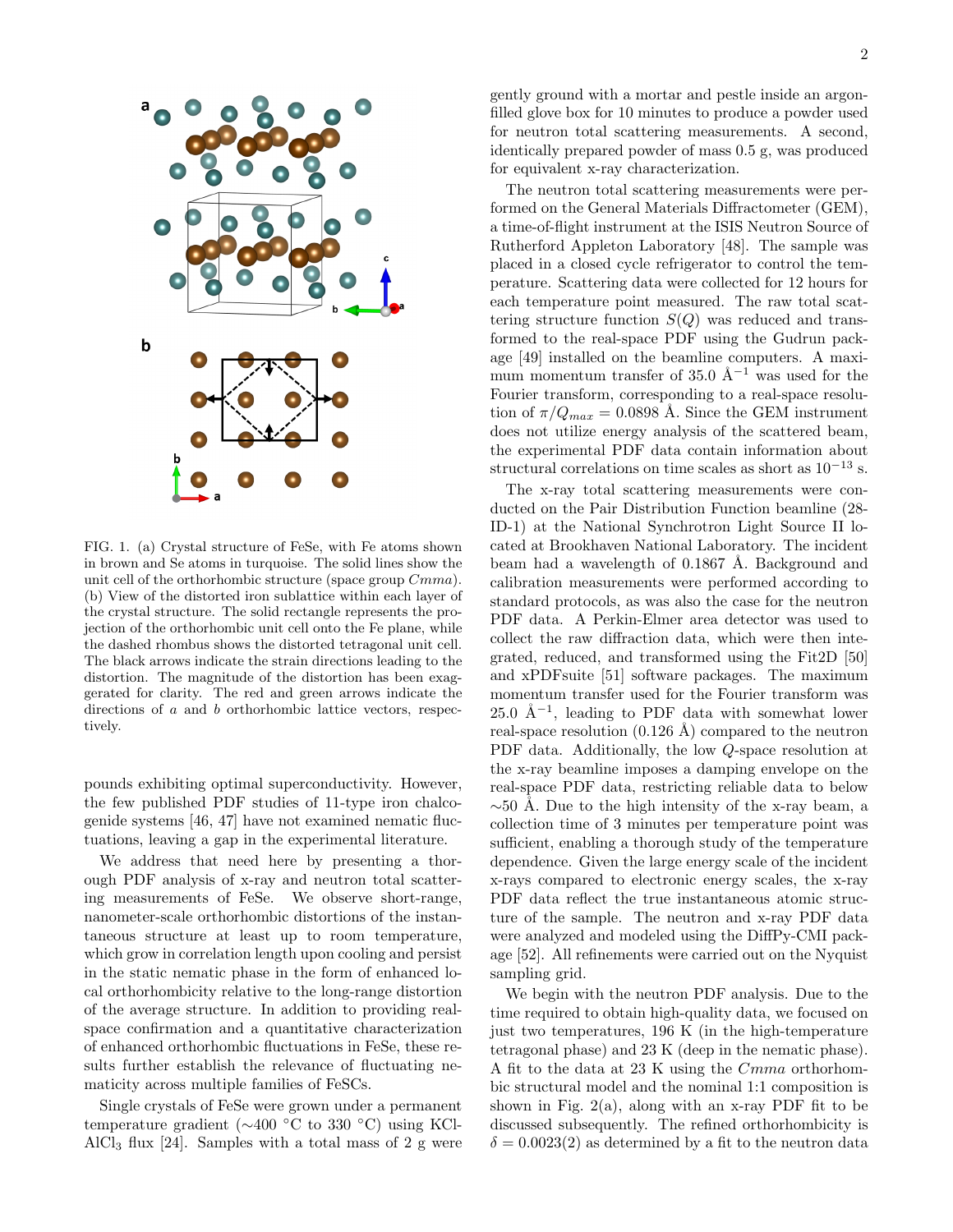FIG. 1. (a) Crystal structure of FeSe, with Fe atoms shown in brown and Se atoms in turquoise. The solid lines show the unit cell of the orthorhombic structure (space group $Cmma$). (b) View of the distorted iron sublattice within each layer of the crystal structure. The solid rectangle represents the projection of the orthorhombic unit cell onto the Fe plane, while the dashed rhombus shows the distorted tetragonal unit cell. The black arrows indicate the strain directions leading to the distortion. The magnitude of the distortion has been exaggerated for clarity. The red and green arrows indicate the directions of $a$ and $b$ orthorhombic lattice vectors, respectively.

pounds exhibiting optimal superconductivity. However, the few published PDF studies of 11-type iron chalcogenide systems [46, 47] have not examined nematic fluctuations, leaving a gap in the experimental literature.

We address that need here by presenting a thorough PDF analysis of x-ray and neutron total scattering measurements of FeSe. We observe short-range, nanometer-scale orthorhombic distortions of the instantaneous structure at least up to room temperature, which grow in correlation length upon cooling and persist in the static nematic phase in the form of enhanced local orthorhombicity relative to the long-range distortion of the average structure. In addition to providing real-space confirmation and a quantitative characterization of enhanced orthorhombic fluctuations in FeSe, these results further establish the relevance of fluctuating nematicity across multiple families of FeSCs.

Single crystals of FeSe were grown under a permanent temperature gradient (∼400 °C to 330 °C) using KCl-$AlCl_3$ flux [24]. Samples with a total mass of 2 g were gently ground with a mortar and pestle inside an argon-filled glove box for 10 minutes to produce a powder used for neutron total scattering measurements. A second, identically prepared powder of mass 0.5 g, was produced for equivalent x-ray characterization.

The neutron total scattering measurements were performed on the General Materials Diffractometer (GEM), a time-of-flight instrument at the ISIS Neutron Source of Rutherford Appleton Laboratory [48]. The sample was placed in a closed cycle refrigerator to control the temperature. Scattering data were collected for 12 hours for each temperature point measured. The raw total scattering structure function $S(Q)$ was reduced and transformed to the real-space PDF using the Gudrun package [49] installed on the beamline computers. A maximum momentum transfer of 35.0 Å$^{-1}$ was used for the Fourier transform, corresponding to a real-space resolution of $\pi/Q_{max} = 0.0898$ Å. Since the GEM instrument does not utilize energy analysis of the scattered beam, the experimental PDF data contain information about structural correlations on time scales as short as $10^{-13}$ s.

The x-ray total scattering measurements were conducted on the Pair Distribution Function beamline (28-ID-1) at the National Synchrotron Light Source II located at Brookhaven National Laboratory. The incident beam had a wavelength of 0.1867 Å. Background and calibration measurements were performed according to standard protocols, as was also the case for the neutron PDF data. A Perkin-Elmer area detector was used to collect the raw diffraction data, which were then integrated, reduced, and transformed using the Fit2D [50] and xPDFsuite [51] software packages. The maximum momentum transfer used for the Fourier transform was 25.0 Å$^{-1}$, leading to PDF data with somewhat lower real-space resolution (0.126 Å) compared to the neutron PDF data. Additionally, the low $Q$-space resolution at the x-ray beamline imposes a damping envelope on the real-space PDF data, restricting reliable data to below ∼50 Å. Due to the high intensity of the x-ray beam, a collection time of 3 minutes per temperature point was sufficient, enabling a thorough study of the temperature dependence. Given the large energy scale of the incident x-rays compared to electronic energy scales, the x-ray PDF data reflect the true instantaneous atomic structure of the sample. The neutron and x-ray PDF data were analyzed and modeled using the DiffPy-CMI package [52]. All refinements were carried out on the Nyquist sampling grid.

We begin with the neutron PDF analysis. Due to the time required to obtain high-quality data, we focused on just two temperatures, 196 K (in the high-temperature tetragonal phase) and 23 K (deep in the nematic phase). A fit to the data at 23 K using the $Cmma$ orthorhombic structural model and the nominal 1:1 composition is shown in Fig. 2(a), along with an x-ray PDF fit to be discussed subsequently. The refined orthorhombicity is $\delta = 0.0023(2)$ as determined by a fit to the neutron data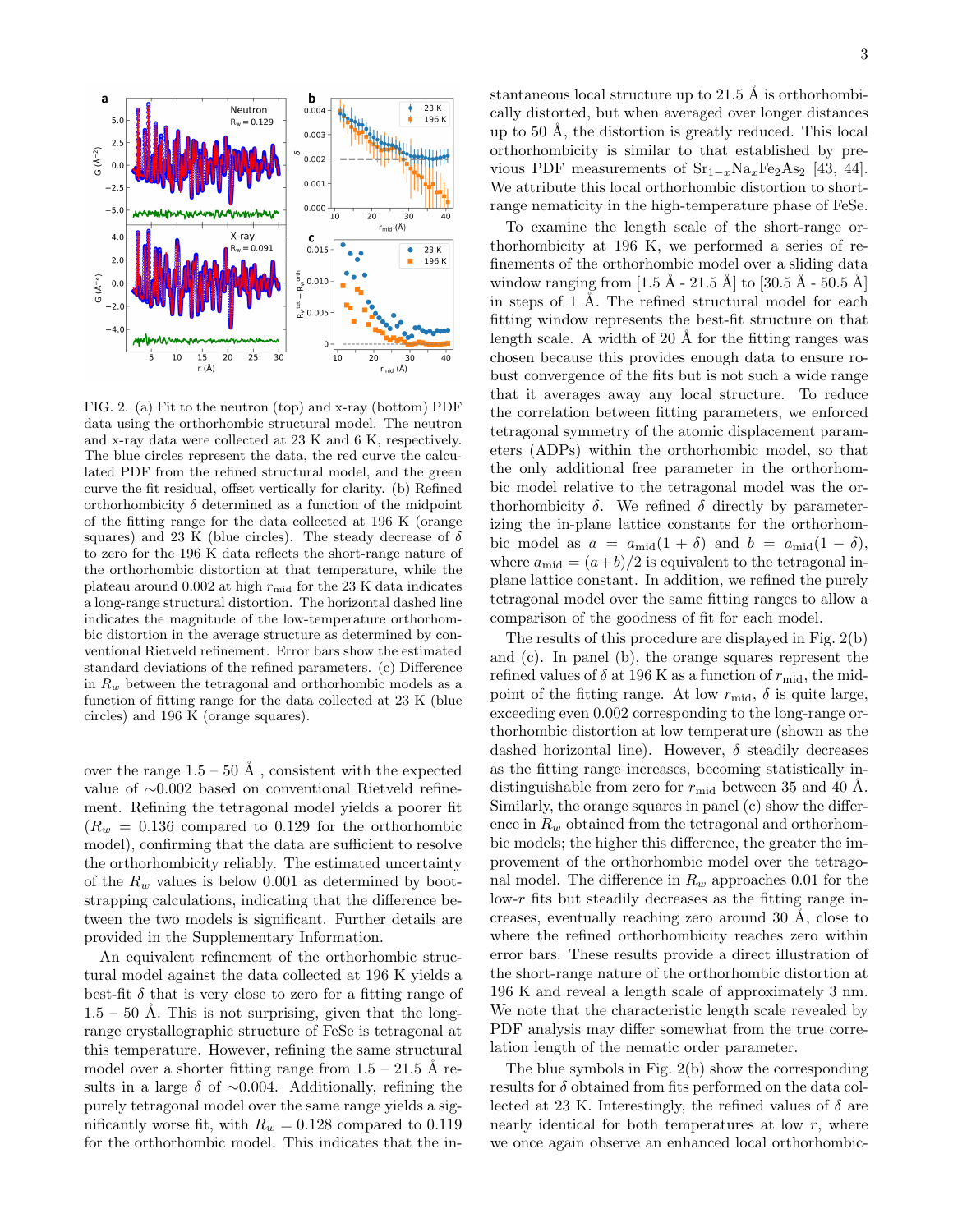FIG. 2. (a) Fit to the neutron (top) and x-ray (bottom) PDF data using the orthorhombic structural model. The neutron and x-ray data were collected at 23 K and 6 K, respectively. The blue circles represent the data, the red curve the calculated PDF from the refined structural model, and the green curve the fit residual, offset vertically for clarity. (b) Refined orthorhombicity $\delta$ determined as a function of the midpoint of the fitting range for the data collected at 196 K (orange squares) and 23 K (blue circles). The steady decrease of $\delta$ to zero for the 196 K data reflects the short-range nature of the orthorhombic distortion at that temperature, while the plateau around 0.002 at high $r_{\mathrm{mid}}$ for the 23 K data indicates a long-range structural distortion. The horizontal dashed line indicates the magnitude of the low-temperature orthorhombic distortion in the average structure as determined by conventional Rietveld refinement. Error bars show the estimated standard deviations of the refined parameters. (c) Difference in $R_w$ between the tetragonal and orthorhombic models as a function of fitting range for the data collected at 23 K (blue circles) and 196 K (orange squares).

over the range 1.5 – 50 Å , consistent with the expected value of ∼0.002 based on conventional Rietveld refinement. Refining the tetragonal model yields a poorer fit ($R_w = 0.136$ compared to 0.129 for the orthorhombic model), confirming that the data are sufficient to resolve the orthorhombicity reliably. The estimated uncertainty of the $R_w$ values is below 0.001 as determined by bootstrapping calculations, indicating that the difference between the two models is significant. Further details are provided in the Supplementary Information.

An equivalent refinement of the orthorhombic structural model against the data collected at 196 K yields a best-fit $\delta$ that is very close to zero for a fitting range of 1.5 – 50 Å. This is not surprising, given that the long-range crystallographic structure of FeSe is tetragonal at this temperature. However, refining the same structural model over a shorter fitting range from 1.5 – 21.5 Å results in a large $\delta$ of ∼0.004. Additionally, refining the purely tetragonal model over the same range yields a significantly worse fit, with $R_w = 0.128$ compared to 0.119 for the orthorhombic model. This indicates that the instantaneous local structure up to 21.5 Å is orthorhombically distorted, but when averaged over longer distances up to 50 Å, the distortion is greatly reduced. This local orthorhombicity is similar to that established by previous PDF measurements of $\mathrm{Sr_{1-x}Na_xFe_2As_2}$ [43, 44]. We attribute this local orthorhombic distortion to short-range nematicity in the high-temperature phase of FeSe.

To examine the length scale of the short-range orthorhombicity at 196 K, we performed a series of refinements of the orthorhombic model over a sliding data window ranging from [1.5 Å - 21.5 Å] to [30.5 Å - 50.5 Å] in steps of 1 Å. The refined structural model for each fitting window represents the best-fit structure on that length scale. A width of 20 Å for the fitting ranges was chosen because this provides enough data to ensure robust convergence of the fits but is not such a wide range that it averages away any local structure. To reduce the correlation between fitting parameters, we enforced tetragonal symmetry of the atomic displacement parameters (ADPs) within the orthorhombic model, so that the only additional free parameter in the orthorhombic model relative to the tetragonal model was the orthorhombicity $\delta$. We refined $\delta$ directly by parameterizing the in-plane lattice constants for the orthorhombic model as $a = a_{\mathrm{mid}}(1 + \delta)$ and $b = a_{\mathrm{mid}}(1 - \delta)$, where $a_{\mathrm{mid}} = (a+b)/2$ is equivalent to the tetragonal in-plane lattice constant. In addition, we refined the purely tetragonal model over the same fitting ranges to allow a comparison of the goodness of fit for each model.

The results of this procedure are displayed in Fig. 2(b) and (c). In panel (b), the orange squares represent the refined values of $\delta$ at 196 K as a function of $r_{\mathrm{mid}}$, the midpoint of the fitting range. At low $r_{\mathrm{mid}}$, $\delta$ is quite large, exceeding even 0.002 corresponding to the long-range orthorhombic distortion at low temperature (shown as the dashed horizontal line). However, $\delta$ steadily decreases as the fitting range increases, becoming statistically indistinguishable from zero for $r_{\mathrm{mid}}$ between 35 and 40 Å. Similarly, the orange squares in panel (c) show the difference in $R_w$ obtained from the tetragonal and orthorhombic models; the higher this difference, the greater the improvement of the orthorhombic model over the tetragonal model. The difference in $R_w$ approaches 0.01 for the low-$r$ fits but steadily decreases as the fitting range increases, eventually reaching zero around 30 Å, close to where the refined orthorhombicity reaches zero within error bars. These results provide a direct illustration of the short-range nature of the orthorhombic distortion at 196 K and reveal a length scale of approximately 3 nm. We note that the characteristic length scale revealed by PDF analysis may differ somewhat from the true correlation length of the nematic order parameter.

The blue symbols in Fig. 2(b) show the corresponding results for $\delta$ obtained from fits performed on the data collected at 23 K. Interestingly, the refined values of $\delta$ are nearly identical for both temperatures at low $r$, where we once again observe an enhanced local orthorhombic-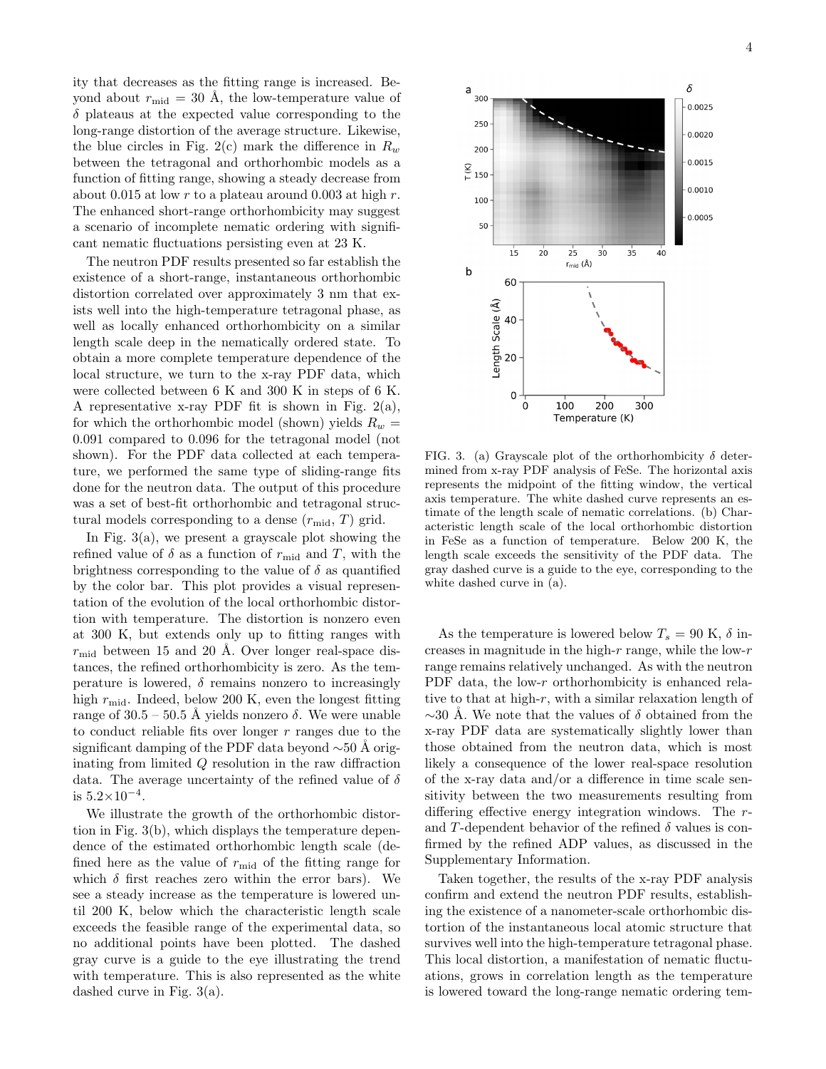ity that decreases as the fitting range is increased. Beyond about $r_{\mathrm{mid}} = 30$ Å, the low-temperature value of $\delta$ plateaus at the expected value corresponding to the long-range distortion of the average structure. Likewise, the blue circles in Fig. 2(c) mark the difference in $R_w$ between the tetragonal and orthorhombic models as a function of fitting range, showing a steady decrease from about 0.015 at low $r$ to a plateau around 0.003 at high $r$. The enhanced short-range orthorhombicity may suggest a scenario of incomplete nematic ordering with significant nematic fluctuations persisting even at 23 K.

The neutron PDF results presented so far establish the existence of a short-range, instantaneous orthorhombic distortion correlated over approximately 3 nm that exists well into the high-temperature tetragonal phase, as well as locally enhanced orthorhombicity on a similar length scale deep in the nematically ordered state. To obtain a more complete temperature dependence of the local structure, we turn to the x-ray PDF data, which were collected between 6 K and 300 K in steps of 6 K. A representative x-ray PDF fit is shown in Fig. 2(a), for which the orthorhombic model (shown) yields $R_w = 0.091$ compared to 0.096 for the tetragonal model (not shown). For the PDF data collected at each temperature, we performed the same type of sliding-range fits done for the neutron data. The output of this procedure was a set of best-fit orthorhombic and tetragonal structural models corresponding to a dense ($r_{\mathrm{mid}}$, $T$) grid.

In Fig. 3(a), we present a grayscale plot showing the refined value of $\delta$ as a function of $r_{\mathrm{mid}}$ and $T$, with the brightness corresponding to the value of $\delta$ as quantified by the color bar. This plot provides a visual representation of the evolution of the local orthorhombic distortion with temperature. The distortion is nonzero even at 300 K, but extends only up to fitting ranges with $r_{\mathrm{mid}}$ between 15 and 20 Å. Over longer real-space distances, the refined orthorhombicity is zero. As the temperature is lowered, $\delta$ remains nonzero for increasingly high $r_{\mathrm{mid}}$. Indeed, below 200 K, even the longest fitting range of 30.5 – 50.5 Å yields nonzero $\delta$. We were unable to conduct reliable fits over longer $r$ ranges due to the significant damping of the PDF data beyond ∼50 Å originating from limited $Q$ resolution in the raw diffraction data. The average uncertainty of the refined value of $\delta$ is $5.2 \times 10^{-4}$.

We illustrate the growth of the orthorhombic distortion in Fig. 3(b), which displays the temperature dependence of the estimated orthorhombic length scale (defined here as the value of $r_{\mathrm{mid}}$ of the fitting range for which $\delta$ first reaches zero within the error bars). We see a steady increase as the temperature is lowered until 200 K, below which the characteristic length scale exceeds the feasible range of the experimental data, so no additional points have been plotted. The dashed gray curve is a guide to the eye illustrating the trend with temperature. This is also represented as the white dashed curve in Fig. 3(a).

FIG. 3. (a) Grayscale plot of the orthorhombicity $\delta$ determined from x-ray PDF analysis of FeSe. The horizontal axis represents the midpoint of the fitting window, the vertical axis temperature. The white dashed curve represents an estimate of the length scale of nematic correlations. (b) Characteristic length scale of the local orthorhombic distortion in FeSe as a function of temperature. Below 200 K, the length scale exceeds the sensitivity of the PDF data. The gray dashed curve is a guide to the eye, corresponding to the white dashed curve in (a).

As the temperature is lowered below $T_s = 90$ K, $\delta$ increases in magnitude in the high-$r$ range, while the low-$r$ range remains relatively unchanged. As with the neutron PDF data, the low-$r$ orthorhombicity is enhanced relative to that at high-$r$, with a similar relaxation length of ∼30 Å. We note that the values of $\delta$ obtained from the x-ray PDF data are systematically slightly lower than those obtained from the neutron data, which is most likely a consequence of the lower real-space resolution of the x-ray data and/or a difference in time scale sensitivity between the two measurements resulting from differing effective energy integration windows. The $r$- and $T$-dependent behavior of the refined $\delta$ values is confirmed by the refined ADP values, as discussed in the Supplementary Information.

Taken together, the results of the x-ray PDF analysis confirm and extend the neutron PDF results, establishing the existence of a nanometer-scale orthorhombic distortion of the instantaneous local atomic structure that survives well into the high-temperature tetragonal phase. This local distortion, a manifestation of nematic fluctuations, grows in correlation length as the temperature is lowered toward the long-range nematic ordering tem-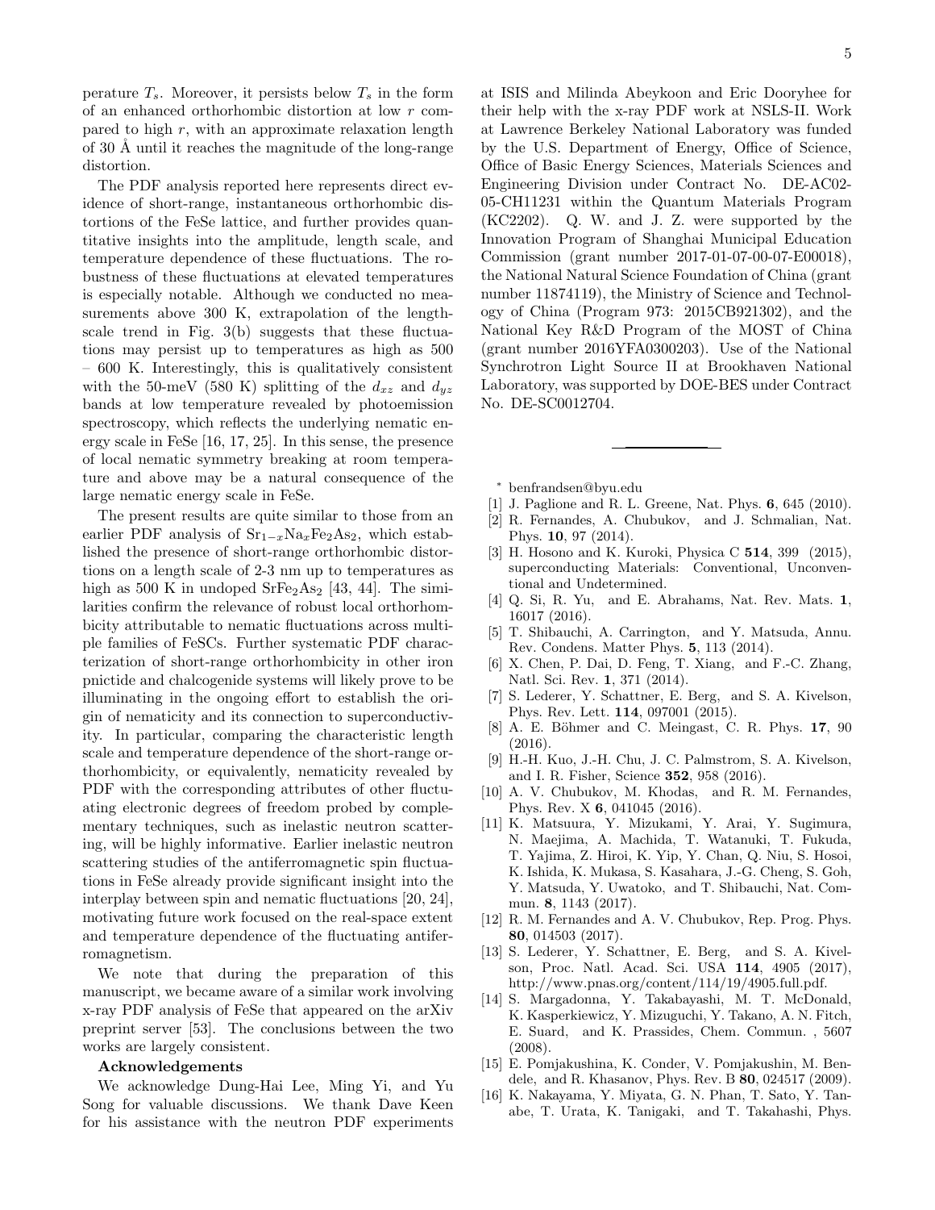perature $T_s$. Moreover, it persists below $T_s$ in the form of an enhanced orthorhombic distortion at low $r$ compared to high $r$, with an approximate relaxation length of 30 Å until it reaches the magnitude of the long-range distortion.

The PDF analysis reported here represents direct evidence of short-range, instantaneous orthorhombic distortions of the FeSe lattice, and further provides quantitative insights into the amplitude, length scale, and temperature dependence of these fluctuations. The robustness of these fluctuations at elevated temperatures is especially notable. Although we conducted no measurements above 300 K, extrapolation of the length-scale trend in Fig. 3(b) suggests that these fluctuations may persist up to temperatures as high as 500 – 600 K. Interestingly, this is qualitatively consistent with the 50-meV (580 K) splitting of the $d_{xz}$ and $d_{yz}$ bands at low temperature revealed by photoemission spectroscopy, which reflects the underlying nematic energy scale in FeSe [16, 17, 25]. In this sense, the presence of local nematic symmetry breaking at room temperature and above may be a natural consequence of the large nematic energy scale in FeSe.

The present results are quite similar to those from an earlier PDF analysis of $Sr_{1-x}Na_xFe_2As_2$, which established the presence of short-range orthorhombic distortions on a length scale of 2-3 nm up to temperatures as high as 500 K in undoped $SrFe_2As_2$ [43, 44]. The similarities confirm the relevance of robust local orthorhombicity attributable to nematic fluctuations across multiple families of FeSCs. Further systematic PDF characterization of short-range orthorhombicity in other iron pnictide and chalcogenide systems will likely prove to be illuminating in the ongoing effort to establish the origin of nematicity and its connection to superconductivity. In particular, comparing the characteristic length scale and temperature dependence of the short-range orthorhombicity, or equivalently, nematicity revealed by PDF with the corresponding attributes of other fluctuating electronic degrees of freedom probed by complementary techniques, such as inelastic neutron scattering, will be highly informative. Earlier inelastic neutron scattering studies of the antiferromagnetic spin fluctuations in FeSe already provide significant insight into the interplay between spin and nematic fluctuations [20, 24], motivating future work focused on the real-space extent and temperature dependence of the fluctuating antiferromagnetism.

We note that during the preparation of this manuscript, we became aware of a similar work involving x-ray PDF analysis of FeSe that appeared on the arXiv preprint server [53]. The conclusions between the two works are largely consistent.

### Acknowledgements

We acknowledge Dung-Hai Lee, Ming Yi, and Yu Song for valuable discussions. We thank Dave Keen for his assistance with the neutron PDF experiments at ISIS and Milinda Abeykoon and Eric Dooryhee for their help with the x-ray PDF work at NSLS-II. Work at Lawrence Berkeley National Laboratory was funded by the U.S. Department of Energy, Office of Science, Office of Basic Energy Sciences, Materials Sciences and Engineering Division under Contract No. DE-AC02-05-CH11231 within the Quantum Materials Program (KC2202). Q. W. and J. Z. were supported by the Innovation Program of Shanghai Municipal Education Commission (grant number 2017-01-07-00-07-E00018), the National Natural Science Foundation of China (grant number 11874119), the Ministry of Science and Technology of China (Program 973: 2015CB921302), and the National Key R&D Program of the MOST of China (grant number 2016YFA0300203). Use of the National Synchrotron Light Source II at Brookhaven National Laboratory, was supported by DOE-BES under Contract No. DE-SC0012704.

---

* benfrandsen@byu.edu

[1] J. Paglione and R. L. Greene, Nat. Phys. **6**, 645 (2010).
[2] R. Fernandes, A. Chubukov, and J. Schmalian, Nat. Phys. **10**, 97 (2014).
[3] H. Hosono and K. Kuroki, Physica C **514**, 399 (2015), superconducting Materials: Conventional, Unconventional and Undetermined.
[4] Q. Si, R. Yu, and E. Abrahams, Nat. Rev. Mats. **1**, 16017 (2016).
[5] T. Shibauchi, A. Carrington, and Y. Matsuda, Annu. Rev. Condens. Matter Phys. **5**, 113 (2014).
[6] X. Chen, P. Dai, D. Feng, T. Xiang, and F.-C. Zhang, Natl. Sci. Rev. **1**, 371 (2014).
[7] S. Lederer, Y. Schattner, E. Berg, and S. A. Kivelson, Phys. Rev. Lett. **114**, 097001 (2015).
[8] A. E. Böhmer and C. Meingast, C. R. Phys. **17**, 90 (2016).
[9] H.-H. Kuo, J.-H. Chu, J. C. Palmstrom, S. A. Kivelson, and I. R. Fisher, Science **352**, 958 (2016).
[10] A. V. Chubukov, M. Khodas, and R. M. Fernandes, Phys. Rev. X **6**, 041045 (2016).
[11] K. Matsuura, Y. Mizukami, Y. Arai, Y. Sugimura, N. Maejima, A. Machida, T. Watanuki, T. Fukuda, T. Yajima, Z. Hiroi, K. Yip, Y. Chan, Q. Niu, S. Hosoi, K. Ishida, K. Mukasa, S. Kasahara, J.-G. Cheng, S. Goh, Y. Matsuda, Y. Uwatoko, and T. Shibauchi, Nat. Commun. **8**, 1143 (2017).
[12] R. M. Fernandes and A. V. Chubukov, Rep. Prog. Phys. **80**, 014503 (2017).
[13] S. Lederer, Y. Schattner, E. Berg, and S. A. Kivelson, Proc. Natl. Acad. Sci. USA **114**, 4905 (2017), http://www.pnas.org/content/114/19/4905.full.pdf.
[14] S. Margadonna, Y. Takabayashi, M. T. McDonald, K. Kasperkiewicz, Y. Mizuguchi, Y. Takano, A. N. Fitch, E. Suard, and K. Prassides, Chem. Commun. , 5607 (2008).
[15] E. Pomjakushina, K. Conder, V. Pomjakushin, M. Bendele, and R. Khasanov, Phys. Rev. B **80**, 024517 (2009).
[16] K. Nakayama, Y. Miyata, G. N. Phan, T. Sato, Y. Tanabe, T. Urata, K. Tanigaki, and T. Takahashi, Phys.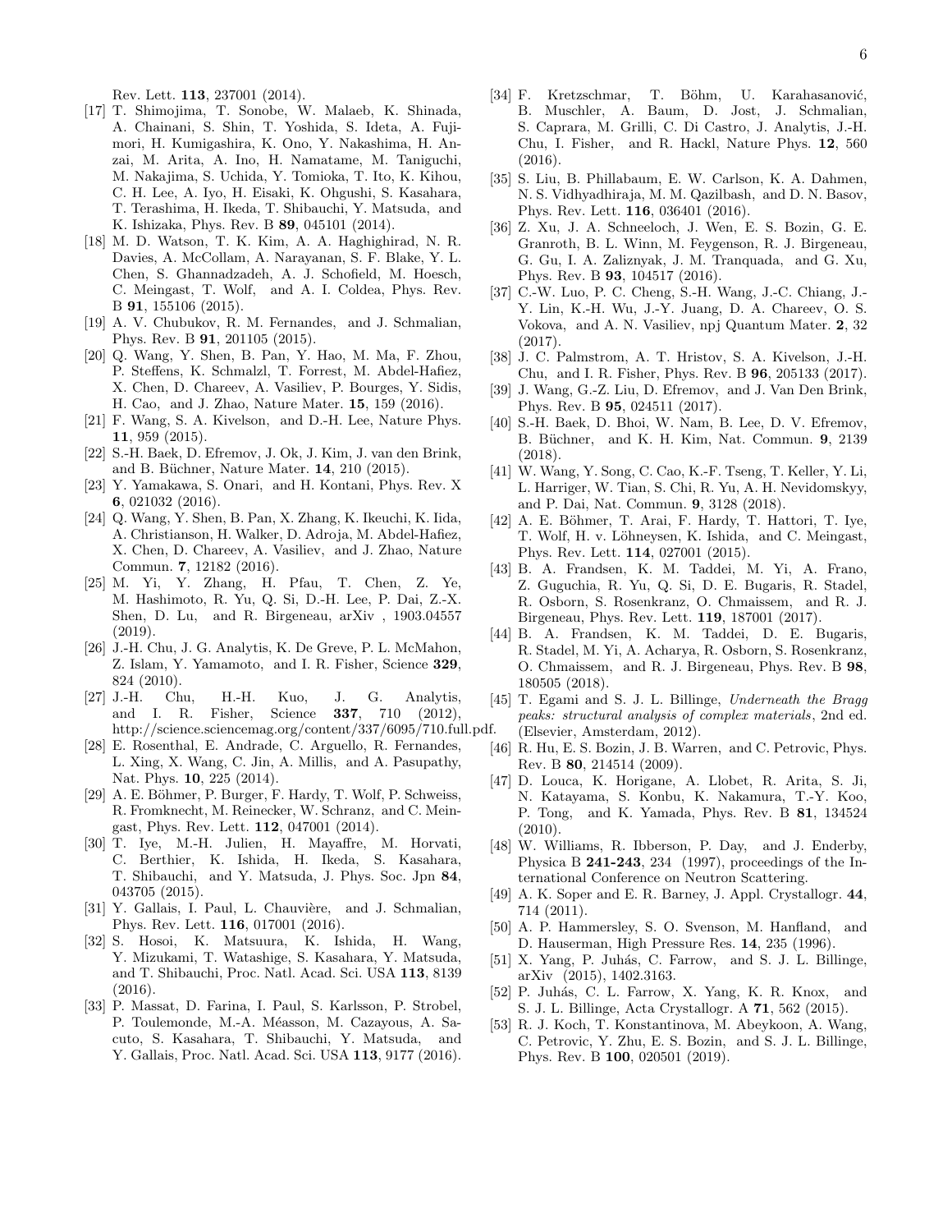Rev. Lett. **113**, 237001 (2014).

[17] T. Shimojima, T. Sonobe, W. Malaeb, K. Shinada, A. Chainani, S. Shin, T. Yoshida, S. Ideta, A. Fujimori, H. Kumigashira, K. Ono, Y. Nakashima, H. Anzai, M. Arita, A. Ino, H. Namatame, M. Taniguchi, M. Nakajima, S. Uchida, Y. Tomioka, T. Ito, K. Kihou, C. H. Lee, A. Iyo, H. Eisaki, K. Ohgushi, S. Kasahara, T. Terashima, H. Ikeda, T. Shibauchi, Y. Matsuda, and K. Ishizaka, Phys. Rev. B **89**, 045101 (2014).

[18] M. D. Watson, T. K. Kim, A. A. Haghighirad, N. R. Davies, A. McCollam, A. Narayanan, S. F. Blake, Y. L. Chen, S. Ghannadzadeh, A. J. Schofield, M. Hoesch, C. Meingast, T. Wolf, and A. I. Coldea, Phys. Rev. B **91**, 155106 (2015).

[19] A. V. Chubukov, R. M. Fernandes, and J. Schmalian, Phys. Rev. B **91**, 201105 (2015).

[20] Q. Wang, Y. Shen, B. Pan, Y. Hao, M. Ma, F. Zhou, P. Steffens, K. Schmalzl, T. Forrest, M. Abdel-Hafiez, X. Chen, D. Chareev, A. Vasiliev, P. Bourges, Y. Sidis, H. Cao, and J. Zhao, Nature Mater. **15**, 159 (2016).

[21] F. Wang, S. A. Kivelson, and D.-H. Lee, Nature Phys. **11**, 959 (2015).

[22] S.-H. Baek, D. Efremov, J. Ok, J. Kim, J. van den Brink, and B. Büchner, Nature Mater. **14**, 210 (2015).

[23] Y. Yamakawa, S. Onari, and H. Kontani, Phys. Rev. X **6**, 021032 (2016).

[24] Q. Wang, Y. Shen, B. Pan, X. Zhang, K. Ikeuchi, K. Iida, A. Christianson, H. Walker, D. Adroja, M. Abdel-Hafiez, X. Chen, D. Chareev, A. Vasiliev, and J. Zhao, Nature Commun. **7**, 12182 (2016).

[25] M. Yi, Y. Zhang, H. Pfau, T. Chen, Z. Ye, M. Hashimoto, R. Yu, Q. Si, D.-H. Lee, P. Dai, Z.-X. Shen, D. Lu, and R. Birgeneau, arXiv , 1903.04557 (2019).

[26] J.-H. Chu, J. G. Analytis, K. De Greve, P. L. McMahon, Z. Islam, Y. Yamamoto, and I. R. Fisher, Science **329**, 824 (2010).

[27] J.-H. Chu, H.-H. Kuo, J. G. Analytis, and I. R. Fisher, Science **337**, 710 (2012), http://science.sciencemag.org/content/337/6095/710.full.pdf.

[28] E. Rosenthal, E. Andrade, C. Arguello, R. Fernandes, L. Xing, X. Wang, C. Jin, A. Millis, and A. Pasupathy, Nat. Phys. **10**, 225 (2014).

[29] A. E. Böhmer, P. Burger, F. Hardy, T. Wolf, P. Schweiss, R. Fromknecht, M. Reinecker, W. Schranz, and C. Meingast, Phys. Rev. Lett. **112**, 047001 (2014).

[30] T. Iye, M.-H. Julien, H. Mayaffre, M. Horvati, C. Berthier, K. Ishida, H. Ikeda, S. Kasahara, T. Shibauchi, and Y. Matsuda, J. Phys. Soc. Jpn **84**, 043705 (2015).

[31] Y. Gallais, I. Paul, L. Chauvière, and J. Schmalian, Phys. Rev. Lett. **116**, 017001 (2016).

[32] S. Hosoi, K. Matsuura, K. Ishida, H. Wang, Y. Mizukami, T. Watashige, S. Kasahara, Y. Matsuda, and T. Shibauchi, Proc. Natl. Acad. Sci. USA **113**, 8139 (2016).

[33] P. Massat, D. Farina, I. Paul, S. Karlsson, P. Strobel, P. Toulemonde, M.-A. Méasson, M. Cazayous, A. Sacuto, S. Kasahara, T. Shibauchi, Y. Matsuda, and Y. Gallais, Proc. Natl. Acad. Sci. USA **113**, 9177 (2016).

[34] F. Kretzschmar, T. Böhm, U. Karahasanović, B. Muschler, A. Baum, D. Jost, J. Schmalian, S. Caprara, M. Grilli, C. Di Castro, J. Analytis, J.-H. Chu, I. Fisher, and R. Hackl, Nature Phys. **12**, 560 (2016).

[35] S. Liu, B. Phillabaum, E. W. Carlson, K. A. Dahmen, N. S. Vidhyadhiraja, M. M. Qazilbash, and D. N. Basov, Phys. Rev. Lett. **116**, 036401 (2016).

[36] Z. Xu, J. A. Schneeloch, J. Wen, E. S. Bozin, G. E. Granroth, B. L. Winn, M. Feygenson, R. J. Birgeneau, G. Gu, I. A. Zaliznyak, J. M. Tranquada, and G. Xu, Phys. Rev. B **93**, 104517 (2016).

[37] C.-W. Luo, P. C. Cheng, S.-H. Wang, J.-C. Chiang, J.-Y. Lin, K.-H. Wu, J.-Y. Juang, D. A. Chareev, O. S. Vokova, and A. N. Vasiliev, npj Quantum Mater. **2**, 32 (2017).

[38] J. C. Palmstrom, A. T. Hristov, S. A. Kivelson, J.-H. Chu, and I. R. Fisher, Phys. Rev. B **96**, 205133 (2017).

[39] J. Wang, G.-Z. Liu, D. Efremov, and J. Van Den Brink, Phys. Rev. B **95**, 024511 (2017).

[40] S.-H. Baek, D. Bhoi, W. Nam, B. Lee, D. V. Efremov, B. Büchner, and K. H. Kim, Nat. Commun. **9**, 2139 (2018).

[41] W. Wang, Y. Song, C. Cao, K.-F. Tseng, T. Keller, Y. Li, L. Harriger, W. Tian, S. Chi, R. Yu, A. H. Nevidomskyy, and P. Dai, Nat. Commun. **9**, 3128 (2018).

[42] A. E. Böhmer, T. Arai, F. Hardy, T. Hattori, T. Iye, T. Wolf, H. v. Löhneysen, K. Ishida, and C. Meingast, Phys. Rev. Lett. **114**, 027001 (2015).

[43] B. A. Frandsen, K. M. Taddei, M. Yi, A. Frano, Z. Guguchia, R. Yu, Q. Si, D. E. Bugaris, R. Stadel, R. Osborn, S. Rosenkranz, O. Chmaissem, and R. J. Birgeneau, Phys. Rev. Lett. **119**, 187001 (2017).

[44] B. A. Frandsen, K. M. Taddei, D. E. Bugaris, R. Stadel, M. Yi, A. Acharya, R. Osborn, S. Rosenkranz, O. Chmaissem, and R. J. Birgeneau, Phys. Rev. B **98**, 180505 (2018).

[45] T. Egami and S. J. L. Billinge, *Underneath the Bragg peaks: structural analysis of complex materials*, 2nd ed. (Elsevier, Amsterdam, 2012).

[46] R. Hu, E. S. Bozin, J. B. Warren, and C. Petrovic, Phys. Rev. B **80**, 214514 (2009).

[47] D. Louca, K. Horigane, A. Llobet, R. Arita, S. Ji, N. Katayama, S. Konbu, K. Nakamura, T.-Y. Koo, P. Tong, and K. Yamada, Phys. Rev. B **81**, 134524 (2010).

[48] W. Williams, R. Ibberson, P. Day, and J. Enderby, Physica B **241-243**, 234 (1997), proceedings of the International Conference on Neutron Scattering.

[49] A. K. Soper and E. R. Barney, J. Appl. Crystallogr. **44**, 714 (2011).

[50] A. P. Hammersley, S. O. Svenson, M. Hanfland, and D. Hauserman, High Pressure Res. **14**, 235 (1996).

[51] X. Yang, P. Juhás, C. Farrow, and S. J. L. Billinge, arXiv (2015), 1402.3163.

[52] P. Juhás, C. L. Farrow, X. Yang, K. R. Knox, and S. J. L. Billinge, Acta Crystallogr. A **71**, 562 (2015).

[53] R. J. Koch, T. Konstantinova, M. Abeykoon, A. Wang, C. Petrovic, Y. Zhu, E. S. Bozin, and S. J. L. Billinge, Phys. Rev. B **100**, 020501 (2019).